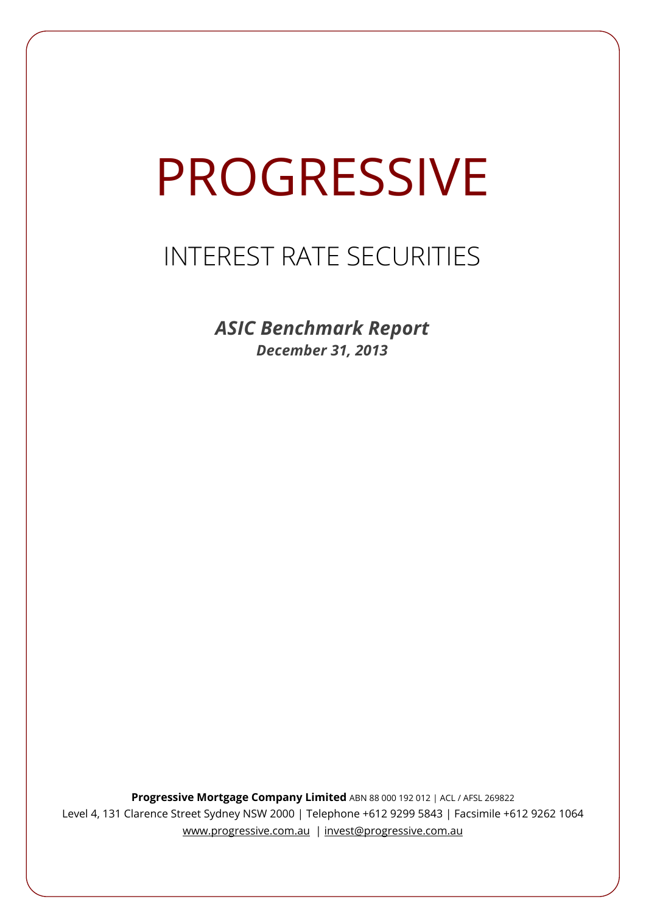# PROGRESSIVE

## INTEREST RATE SECURITIES

***ASIC Benchmark Report***

***December 31, 2013***

**Progressive Mortgage Company Limited** ABN 88 000 192 012 | ACL / AFSL 269822

Level 4, 131 Clarence Street Sydney NSW 2000 | Telephone +612 9299 5843 | Facsimile +612 9262 1064

www.progressive.com.au | invest@progressive.com.au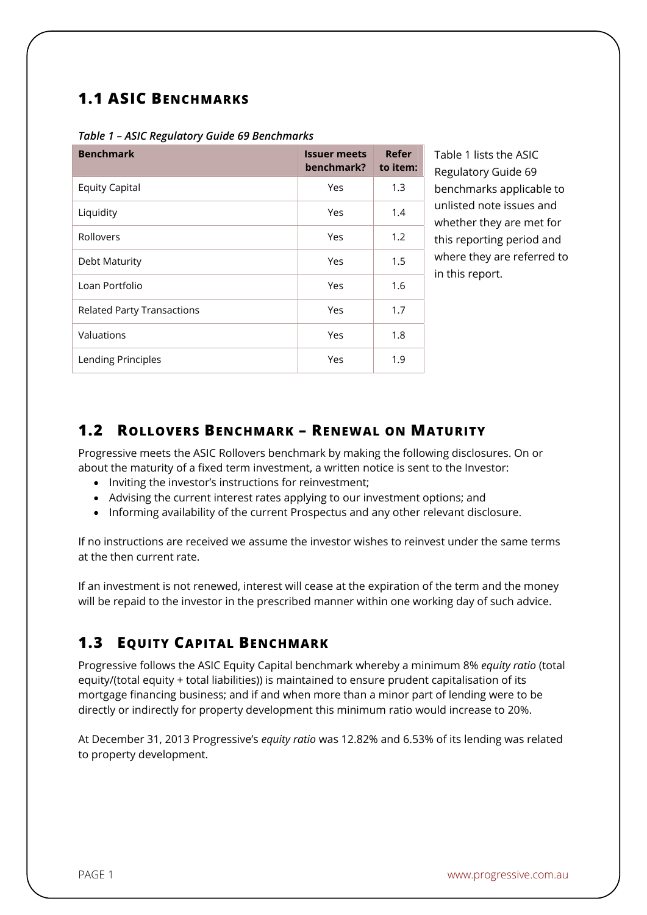## 1.1 ASIC Benchmarks

*Table 1 – ASIC Regulatory Guide 69 Benchmarks*

| Benchmark | Issuer meets benchmark? | Refer to item: |
|---|---|---|
| Equity Capital | Yes | 1.3 |
| Liquidity | Yes | 1.4 |
| Rollovers | Yes | 1.2 |
| Debt Maturity | Yes | 1.5 |
| Loan Portfolio | Yes | 1.6 |
| Related Party Transactions | Yes | 1.7 |
| Valuations | Yes | 1.8 |
| Lending Principles | Yes | 1.9 |

Table 1 lists the ASIC Regulatory Guide 69 benchmarks applicable to unlisted note issues and whether they are met for this reporting period and where they are referred to in this report.

## 1.2 Rollovers Benchmark – Renewal on Maturity

Progressive meets the ASIC Rollovers benchmark by making the following disclosures. On or about the maturity of a fixed term investment, a written notice is sent to the Investor:

- Inviting the investor's instructions for reinvestment;
- Advising the current interest rates applying to our investment options; and
- Informing availability of the current Prospectus and any other relevant disclosure.

If no instructions are received we assume the investor wishes to reinvest under the same terms at the then current rate.

If an investment is not renewed, interest will cease at the expiration of the term and the money will be repaid to the investor in the prescribed manner within one working day of such advice.

## 1.3 Equity Capital Benchmark

Progressive follows the ASIC Equity Capital benchmark whereby a minimum 8% *equity ratio* (total equity/(total equity + total liabilities)) is maintained to ensure prudent capitalisation of its mortgage financing business; and if and when more than a minor part of lending were to be directly or indirectly for property development this minimum ratio would increase to 20%.

At December 31, 2013 Progressive's *equity ratio* was 12.82% and 6.53% of its lending was related to property development.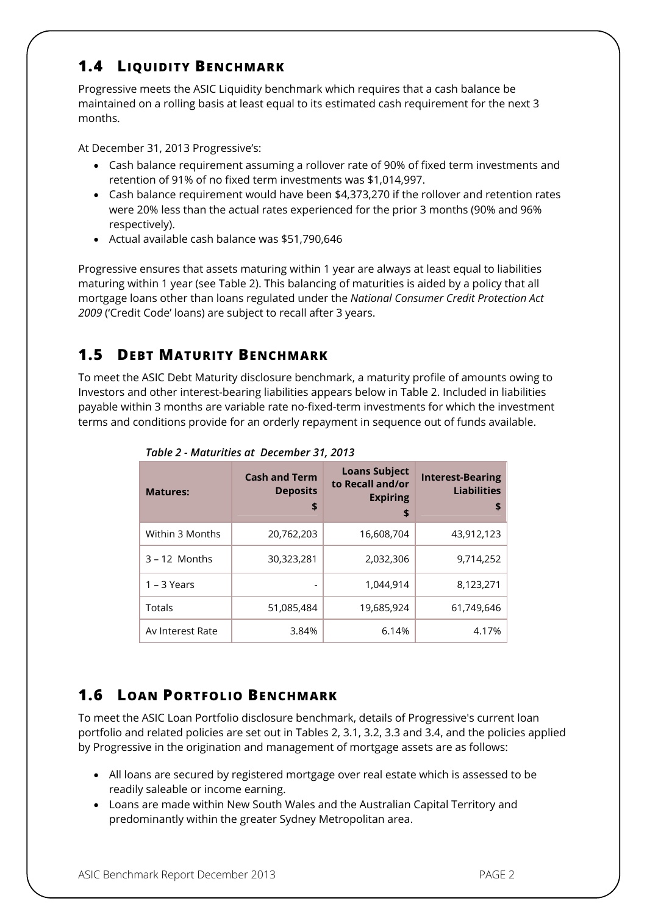## 1.4 Liquidity Benchmark

Progressive meets the ASIC Liquidity benchmark which requires that a cash balance be maintained on a rolling basis at least equal to its estimated cash requirement for the next 3 months.

At December 31, 2013 Progressive's:

- Cash balance requirement assuming a rollover rate of 90% of fixed term investments and retention of 91% of no fixed term investments was $1,014,997.
- Cash balance requirement would have been $4,373,270 if the rollover and retention rates were 20% less than the actual rates experienced for the prior 3 months (90% and 96% respectively).
- Actual available cash balance was $51,790,646

Progressive ensures that assets maturing within 1 year are always at least equal to liabilities maturing within 1 year (see Table 2). This balancing of maturities is aided by a policy that all mortgage loans other than loans regulated under the *National Consumer Credit Protection Act 2009* ('Credit Code' loans) are subject to recall after 3 years.

## 1.5 Debt Maturity Benchmark

To meet the ASIC Debt Maturity disclosure benchmark, a maturity profile of amounts owing to Investors and other interest-bearing liabilities appears below in Table 2. Included in liabilities payable within 3 months are variable rate no-fixed-term investments for which the investment terms and conditions provide for an orderly repayment in sequence out of funds available.

*Table 2 - Maturities at December 31, 2013*

| Matures: | Cash and Term Deposits $ | Loans Subject to Recall and/or Expiring $ | Interest-Bearing Liabilities $ |
|---|---|---|---|
| Within 3 Months | 20,762,203 | 16,608,704 | 43,912,123 |
| 3 – 12 Months | 30,323,281 | 2,032,306 | 9,714,252 |
| 1 – 3 Years | - | 1,044,914 | 8,123,271 |
| Totals | 51,085,484 | 19,685,924 | 61,749,646 |
| Av Interest Rate | 3.84% | 6.14% | 4.17% |

## 1.6 Loan Portfolio Benchmark

To meet the ASIC Loan Portfolio disclosure benchmark, details of Progressive's current loan portfolio and related policies are set out in Tables 2, 3.1, 3.2, 3.3 and 3.4, and the policies applied by Progressive in the origination and management of mortgage assets are as follows:

- All loans are secured by registered mortgage over real estate which is assessed to be readily saleable or income earning.
- Loans are made within New South Wales and the Australian Capital Territory and predominantly within the greater Sydney Metropolitan area.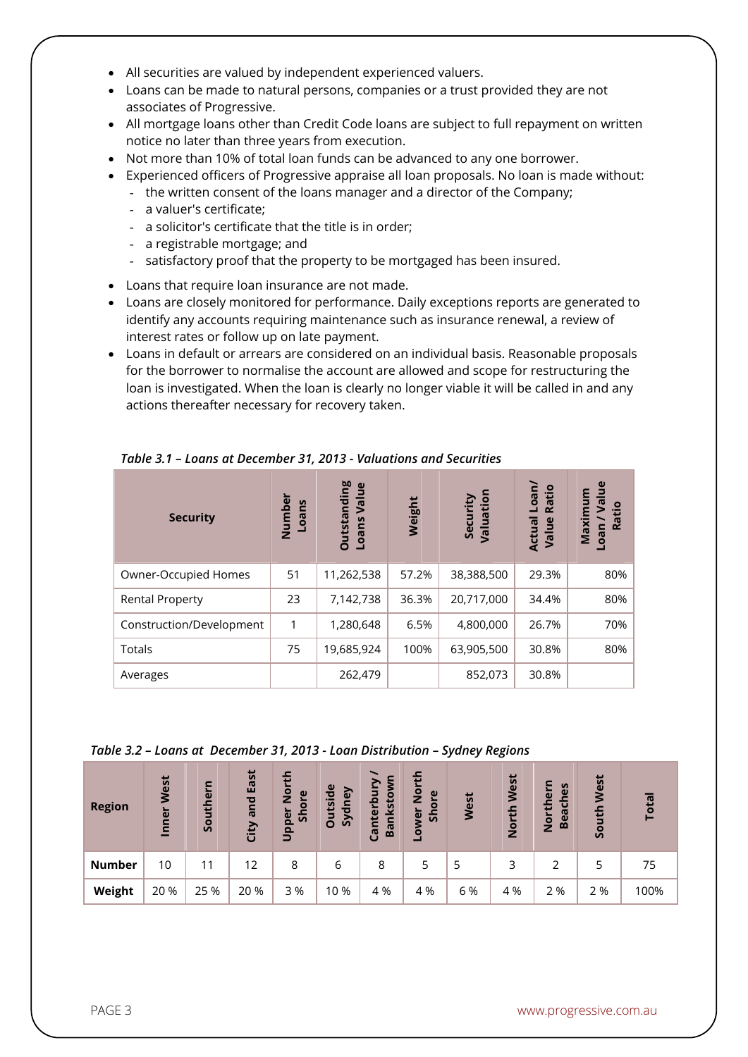- All securities are valued by independent experienced valuers.
- Loans can be made to natural persons, companies or a trust provided they are not associates of Progressive.
- All mortgage loans other than Credit Code loans are subject to full repayment on written notice no later than three years from execution.
- Not more than 10% of total loan funds can be advanced to any one borrower.
- Experienced officers of Progressive appraise all loan proposals. No loan is made without:
  - the written consent of the loans manager and a director of the Company;
  - a valuer's certificate;
  - a solicitor's certificate that the title is in order;
  - a registrable mortgage; and
  - satisfactory proof that the property to be mortgaged has been insured.
- Loans that require loan insurance are not made.
- Loans are closely monitored for performance. Daily exceptions reports are generated to identify any accounts requiring maintenance such as insurance renewal, a review of interest rates or follow up on late payment.
- Loans in default or arrears are considered on an individual basis. Reasonable proposals for the borrower to normalise the account are allowed and scope for restructuring the loan is investigated. When the loan is clearly no longer viable it will be called in and any actions thereafter necessary for recovery taken.

*Table 3.1 – Loans at December 31, 2013 - Valuations and Securities*

| Security | Number Loans | Outstanding Loans Value | Weight | Security Valuation | Actual Loan/ Value Ratio | Maximum Loan / Value Ratio |
|---|---|---|---|---|---|---|
| Owner-Occupied Homes | 51 | 11,262,538 | 57.2% | 38,388,500 | 29.3% | 80% |
| Rental Property | 23 | 7,142,738 | 36.3% | 20,717,000 | 34.4% | 80% |
| Construction/Development | 1 | 1,280,648 | 6.5% | 4,800,000 | 26.7% | 70% |
| Totals | 75 | 19,685,924 | 100% | 63,905,500 | 30.8% | 80% |
| Averages | | 262,479 | | 852,073 | 30.8% | |

*Table 3.2 – Loans at December 31, 2013 - Loan Distribution – Sydney Regions*

| Region | Inner West | Southern | City and East | Upper North Shore | Outside Sydney | Canterbury / Bankstown | Lower North Shore | West | North West | Northern Beaches | South West | Total |
|---|---|---|---|---|---|---|---|---|---|---|---|---|
| **Number** | 10 | 11 | 12 | 8 | 6 | 8 | 5 | 5 | 3 | 2 | 5 | 75 |
| **Weight** | 20 % | 25 % | 20 % | 3 % | 10 % | 4 % | 4 % | 6 % | 4 % | 2 % | 2 % | 100% |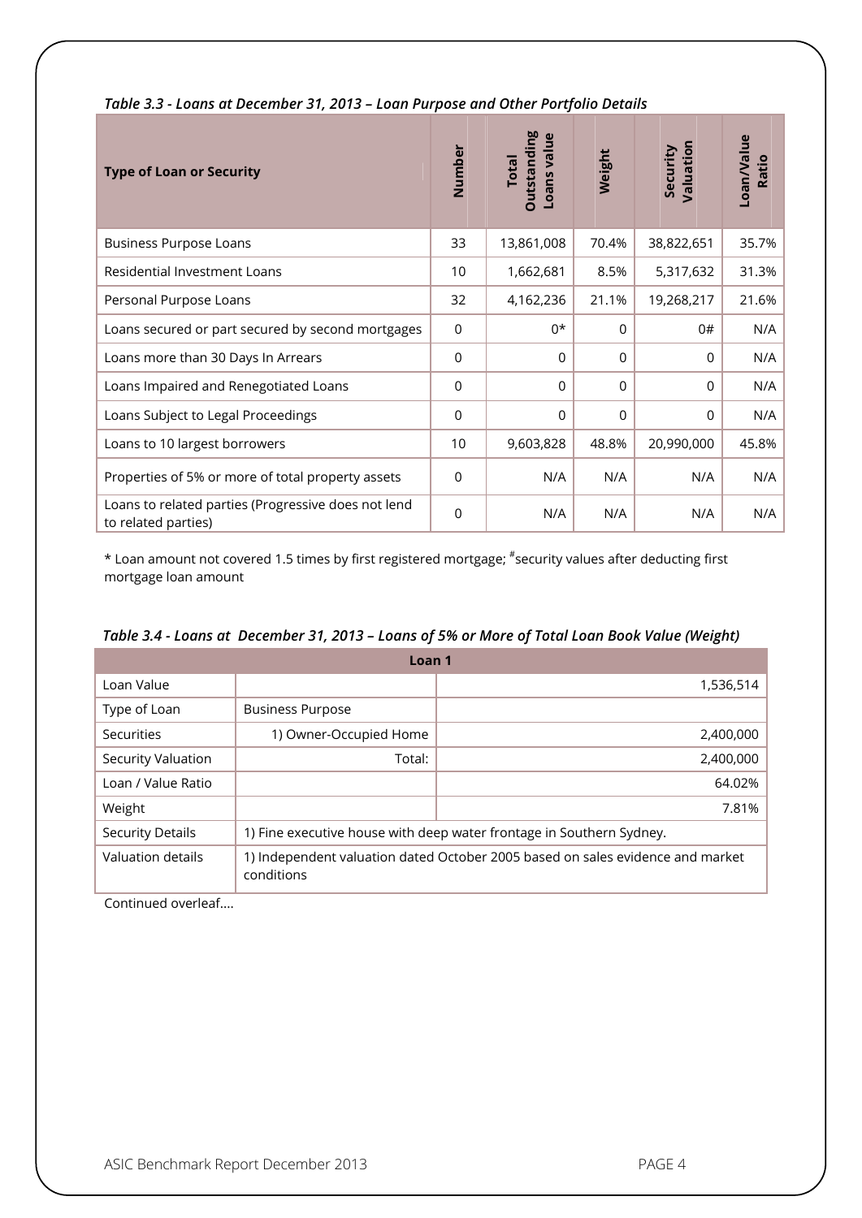*Table 3.3 - Loans at December 31, 2013 – Loan Purpose and Other Portfolio Details*

| Type of Loan or Security | Number | Total Outstanding Loans value | Weight | Security Valuation | Loan/Value Ratio |
|---|---|---|---|---|---|
| Business Purpose Loans | 33 | 13,861,008 | 70.4% | 38,822,651 | 35.7% |
| Residential Investment Loans | 10 | 1,662,681 | 8.5% | 5,317,632 | 31.3% |
| Personal Purpose Loans | 32 | 4,162,236 | 21.1% | 19,268,217 | 21.6% |
| Loans secured or part secured by second mortgages | 0 | 0* | 0 | 0# | N/A |
| Loans more than 30 Days In Arrears | 0 | 0 | 0 | 0 | N/A |
| Loans Impaired and Renegotiated Loans | 0 | 0 | 0 | 0 | N/A |
| Loans Subject to Legal Proceedings | 0 | 0 | 0 | 0 | N/A |
| Loans to 10 largest borrowers | 10 | 9,603,828 | 48.8% | 20,990,000 | 45.8% |
| Properties of 5% or more of total property assets | 0 | N/A | N/A | N/A | N/A |
| Loans to related parties (Progressive does not lend to related parties) | 0 | N/A | N/A | N/A | N/A |

* Loan amount not covered 1.5 times by first registered mortgage; #security values after deducting first mortgage loan amount

*Table 3.4 - Loans at December 31, 2013 – Loans of 5% or More of Total Loan Book Value (Weight)*

| Loan 1 | | |
|---|---|---|
| Loan Value | | 1,536,514 |
| Type of Loan | Business Purpose | |
| Securities | 1) Owner-Occupied Home | 2,400,000 |
| Security Valuation | Total: | 2,400,000 |
| Loan / Value Ratio | | 64.02% |
| Weight | | 7.81% |
| Security Details | 1) Fine executive house with deep water frontage in Southern Sydney. | |
| Valuation details | 1) Independent valuation dated October 2005 based on sales evidence and market conditions | |

Continued overleaf....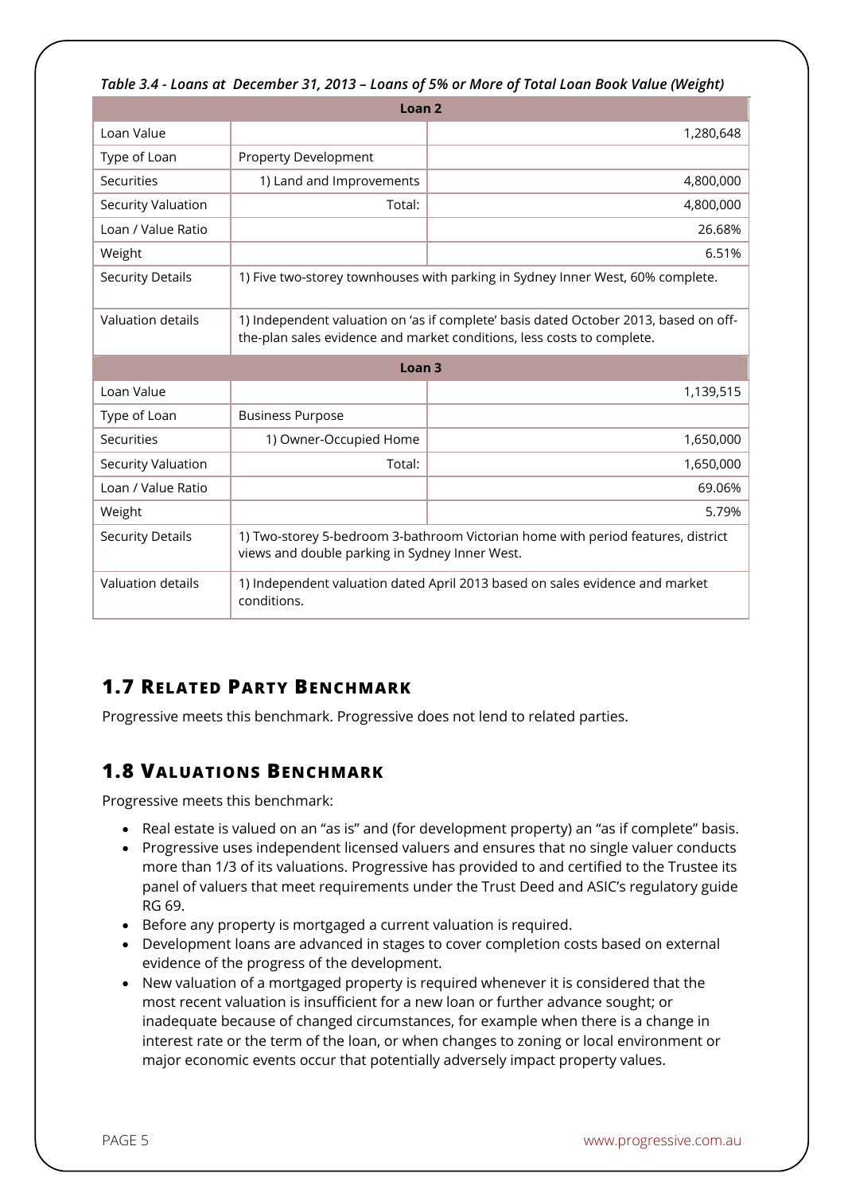*Table 3.4 - Loans at December 31, 2013 – Loans of 5% or More of Total Loan Book Value (Weight)*

| Loan 2 | | |
|---|---|---|
| Loan Value | | 1,280,648 |
| Type of Loan | Property Development | |
| Securities | 1) Land and Improvements | 4,800,000 |
| Security Valuation | Total: | 4,800,000 |
| Loan / Value Ratio | | 26.68% |
| Weight | | 6.51% |
| Security Details | 1) Five two-storey townhouses with parking in Sydney Inner West, 60% complete. | |
| Valuation details | 1) Independent valuation on 'as if complete' basis dated October 2013, based on off-the-plan sales evidence and market conditions, less costs to complete. | |
| **Loan 3** | | |
| Loan Value | | 1,139,515 |
| Type of Loan | Business Purpose | |
| Securities | 1) Owner-Occupied Home | 1,650,000 |
| Security Valuation | Total: | 1,650,000 |
| Loan / Value Ratio | | 69.06% |
| Weight | | 5.79% |
| Security Details | 1) Two-storey 5-bedroom 3-bathroom Victorian home with period features, district views and double parking in Sydney Inner West. | |
| Valuation details | 1) Independent valuation dated April 2013 based on sales evidence and market conditions. | |

## 1.7 Related Party Benchmark

Progressive meets this benchmark. Progressive does not lend to related parties.

## 1.8 Valuations Benchmark

Progressive meets this benchmark:

- Real estate is valued on an "as is" and (for development property) an "as if complete" basis.
- Progressive uses independent licensed valuers and ensures that no single valuer conducts more than 1/3 of its valuations. Progressive has provided to and certified to the Trustee its panel of valuers that meet requirements under the Trust Deed and ASIC's regulatory guide RG 69.
- Before any property is mortgaged a current valuation is required.
- Development loans are advanced in stages to cover completion costs based on external evidence of the progress of the development.
- New valuation of a mortgaged property is required whenever it is considered that the most recent valuation is insufficient for a new loan or further advance sought; or inadequate because of changed circumstances, for example when there is a change in interest rate or the term of the loan, or when changes to zoning or local environment or major economic events occur that potentially adversely impact property values.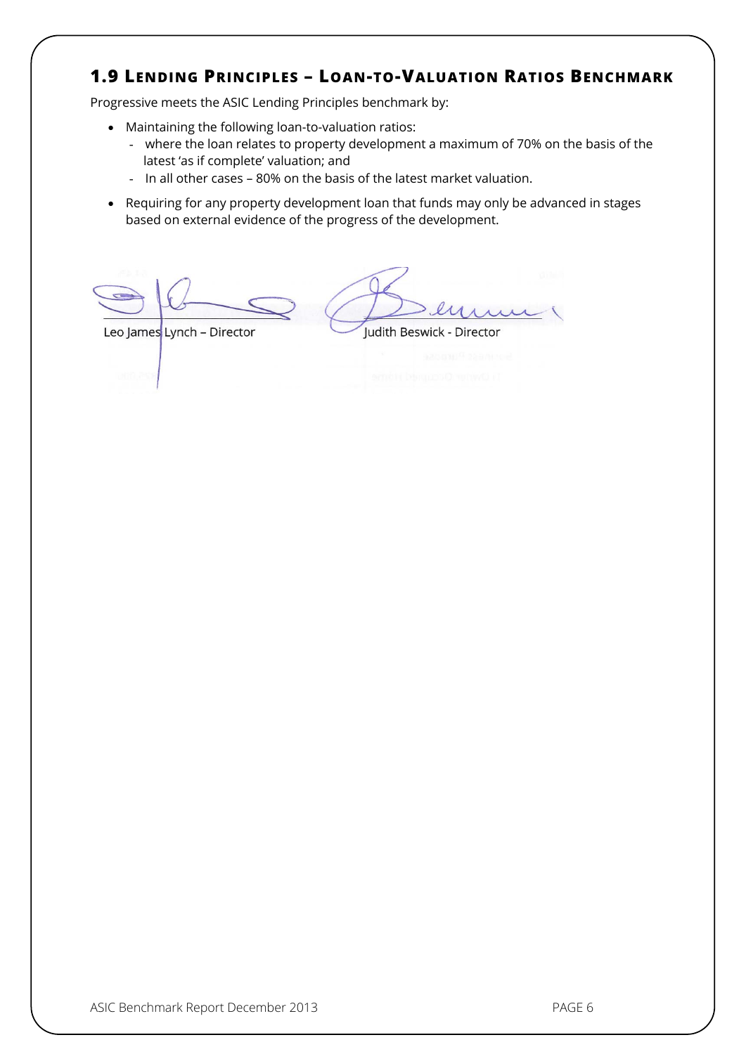## 1.9 Lending Principles – Loan-to-Valuation Ratios Benchmark

Progressive meets the ASIC Lending Principles benchmark by:

- Maintaining the following loan-to-valuation ratios:
  - where the loan relates to property development a maximum of 70% on the basis of the latest 'as if complete' valuation; and
  - In all other cases – 80% on the basis of the latest market valuation.
- Requiring for any property development loan that funds may only be advanced in stages based on external evidence of the progress of the development.

Leo James Lynch – Director

Judith Beswick - Director